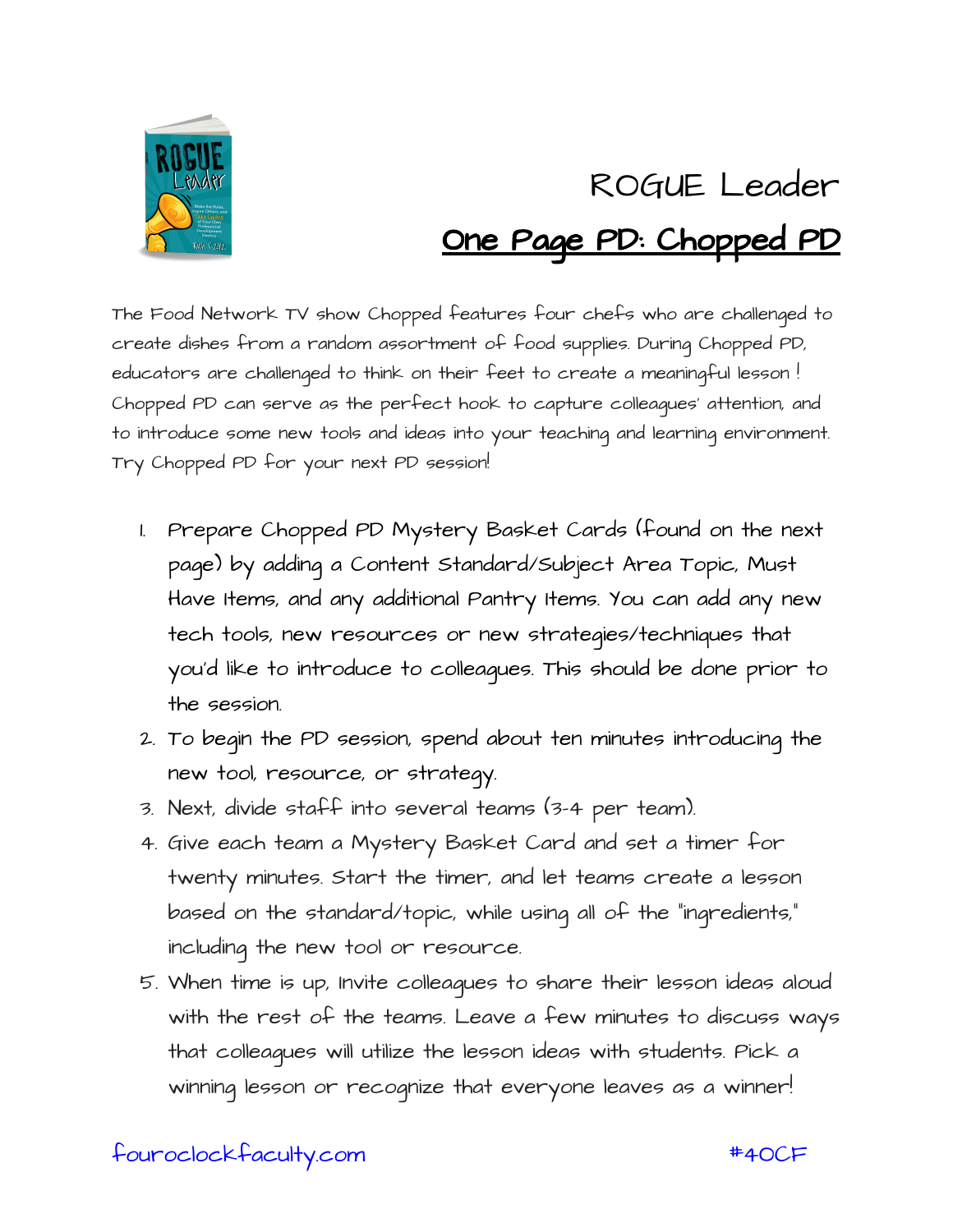# ROGUE Leader

## One Page PD: Chopped PD

The Food Network TV show Chopped features four chefs who are challenged to create dishes from a random assortment of food supplies. During Chopped PD, educators are challenged to think on their feet to create a meaningful lesson ! Chopped PD can serve as the perfect hook to capture colleagues' attention, and to introduce some new tools and ideas into your teaching and learning environment. Try Chopped PD for your next PD session!

1. Prepare Chopped PD Mystery Basket Cards (found on the next page) by adding a Content Standard/Subject Area Topic, Must Have Items, and any additional Pantry Items. You can add any new tech tools, new resources or new strategies/techniques that you'd like to introduce to colleagues. This should be done prior to the session.
2. To begin the PD session, spend about ten minutes introducing the new tool, resource, or strategy.
3. Next, divide staff into several teams (3-4 per team).
4. Give each team a Mystery Basket Card and set a timer for twenty minutes. Start the timer, and let teams create a lesson based on the standard/topic, while using all of the "ingredients," including the new tool or resource.
5. When time is up, Invite colleagues to share their lesson ideas aloud with the rest of the teams. Leave a few minutes to discuss ways that colleagues will utilize the lesson ideas with students. Pick a winning lesson or recognize that everyone leaves as a winner!

fouroclockfaculty.com #4OCF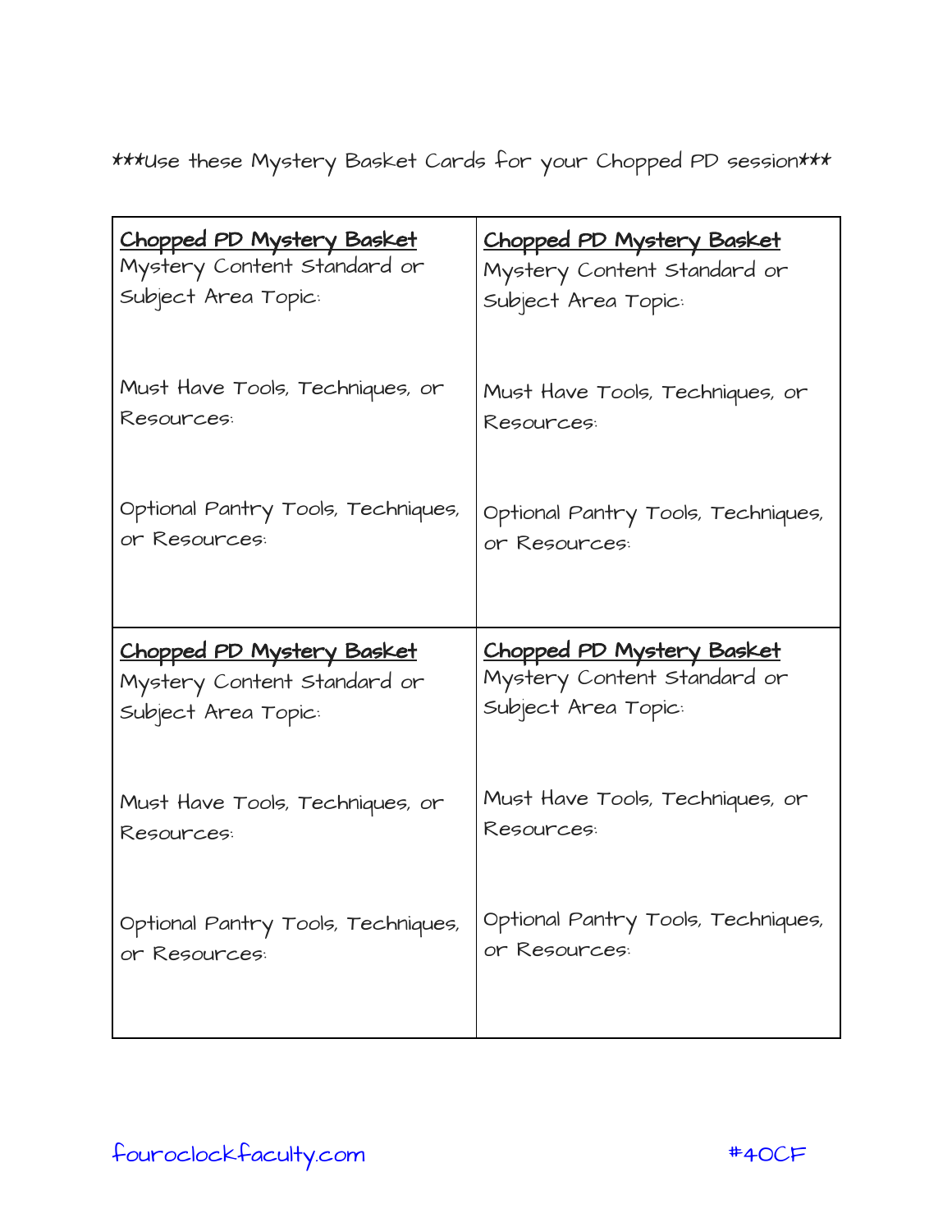***Use these Mystery Basket Cards for your Chopped PD session***

| | |
|---|---|
| <u>**Chopped PD Mystery Basket**</u><br>Mystery Content Standard or Subject Area Topic:<br><br><br>Must Have Tools, Techniques, or Resources:<br><br><br>Optional Pantry Tools, Techniques, or Resources: | <u>**Chopped PD Mystery Basket**</u><br>Mystery Content Standard or Subject Area Topic:<br><br><br>Must Have Tools, Techniques, or Resources:<br><br><br>Optional Pantry Tools, Techniques, or Resources: |
| <u>**Chopped PD Mystery Basket**</u><br>Mystery Content Standard or Subject Area Topic:<br><br><br>Must Have Tools, Techniques, or Resources:<br><br><br>Optional Pantry Tools, Techniques, or Resources: | <u>**Chopped PD Mystery Basket**</u><br>Mystery Content Standard or Subject Area Topic:<br><br><br>Must Have Tools, Techniques, or Resources:<br><br><br>Optional Pantry Tools, Techniques, or Resources: |

fouroclockfaculty.com #4OCF